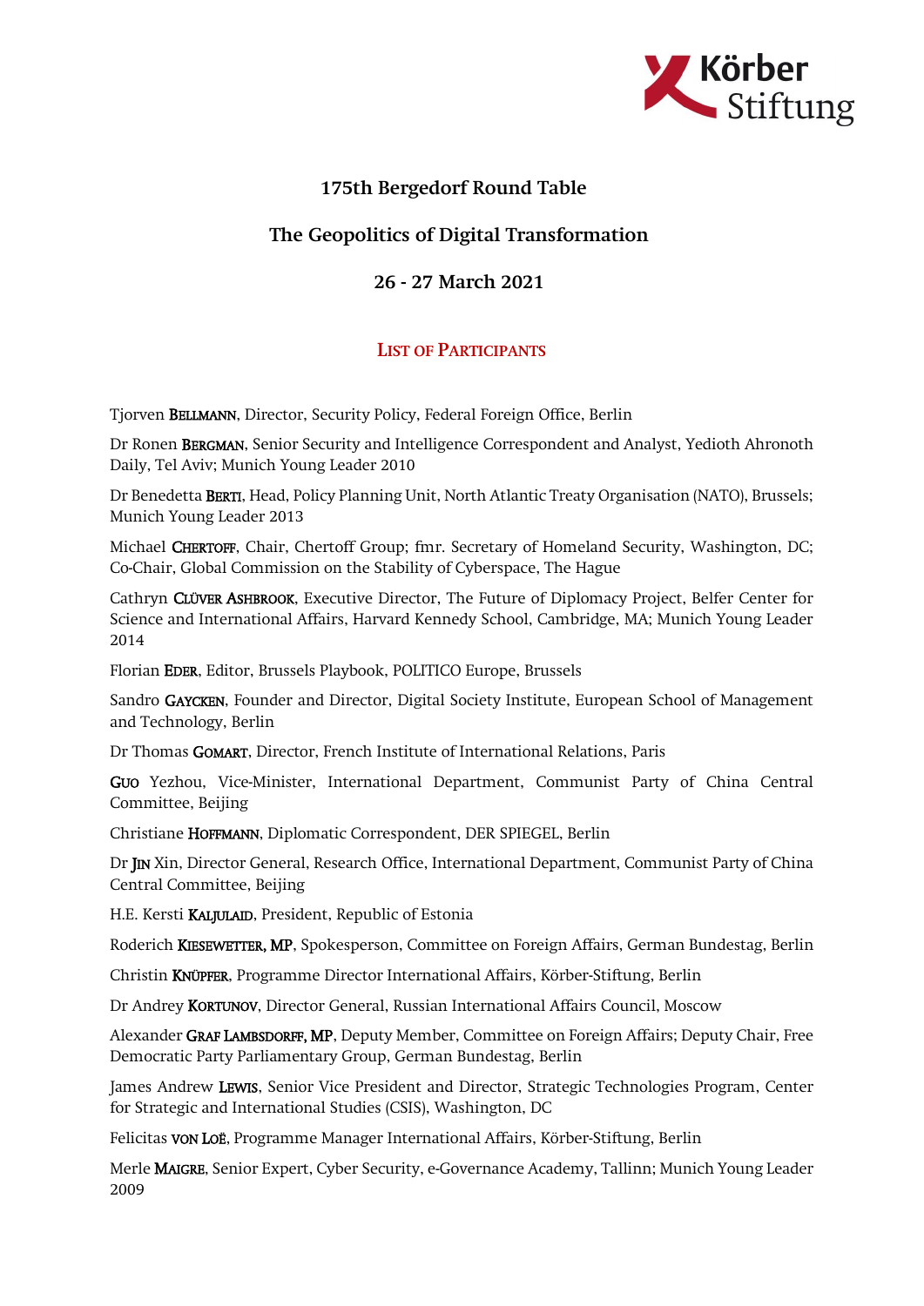Körber Stiftung

## 175th Bergedorf Round Table

## The Geopolitics of Digital Transformation

## 26 - 27 March 2021

### LIST OF PARTICIPANTS

Tjorven **BELLMANN**, Director, Security Policy, Federal Foreign Office, Berlin

Dr Ronen **BERGMAN**, Senior Security and Intelligence Correspondent and Analyst, Yedioth Ahronoth Daily, Tel Aviv; Munich Young Leader 2010

Dr Benedetta **BERTI**, Head, Policy Planning Unit, North Atlantic Treaty Organisation (NATO), Brussels; Munich Young Leader 2013

Michael **CHERTOFF**, Chair, Chertoff Group; fmr. Secretary of Homeland Security, Washington, DC; Co-Chair, Global Commission on the Stability of Cyberspace, The Hague

Cathryn **CLÜVER ASHBROOK**, Executive Director, The Future of Diplomacy Project, Belfer Center for Science and International Affairs, Harvard Kennedy School, Cambridge, MA; Munich Young Leader 2014

Florian **EDER**, Editor, Brussels Playbook, POLITICO Europe, Brussels

Sandro **GAYCKEN**, Founder and Director, Digital Society Institute, European School of Management and Technology, Berlin

Dr Thomas **GOMART**, Director, French Institute of International Relations, Paris

**GUO** Yezhou, Vice-Minister, International Department, Communist Party of China Central Committee, Beijing

Christiane **HOFFMANN**, Diplomatic Correspondent, DER SPIEGEL, Berlin

Dr **JIN** Xin, Director General, Research Office, International Department, Communist Party of China Central Committee, Beijing

H.E. Kersti **KALJULAID**, President, Republic of Estonia

Roderich **KIESEWETTER, MP**, Spokesperson, Committee on Foreign Affairs, German Bundestag, Berlin

Christin **KNÜPFER**, Programme Director International Affairs, Körber-Stiftung, Berlin

Dr Andrey **KORTUNOV**, Director General, Russian International Affairs Council, Moscow

Alexander **GRAF LAMBSDORFF, MP**, Deputy Member, Committee on Foreign Affairs; Deputy Chair, Free Democratic Party Parliamentary Group, German Bundestag, Berlin

James Andrew **LEWIS**, Senior Vice President and Director, Strategic Technologies Program, Center for Strategic and International Studies (CSIS), Washington, DC

Felicitas **VON LOË**, Programme Manager International Affairs, Körber-Stiftung, Berlin

Merle **MAIGRE**, Senior Expert, Cyber Security, e-Governance Academy, Tallinn; Munich Young Leader 2009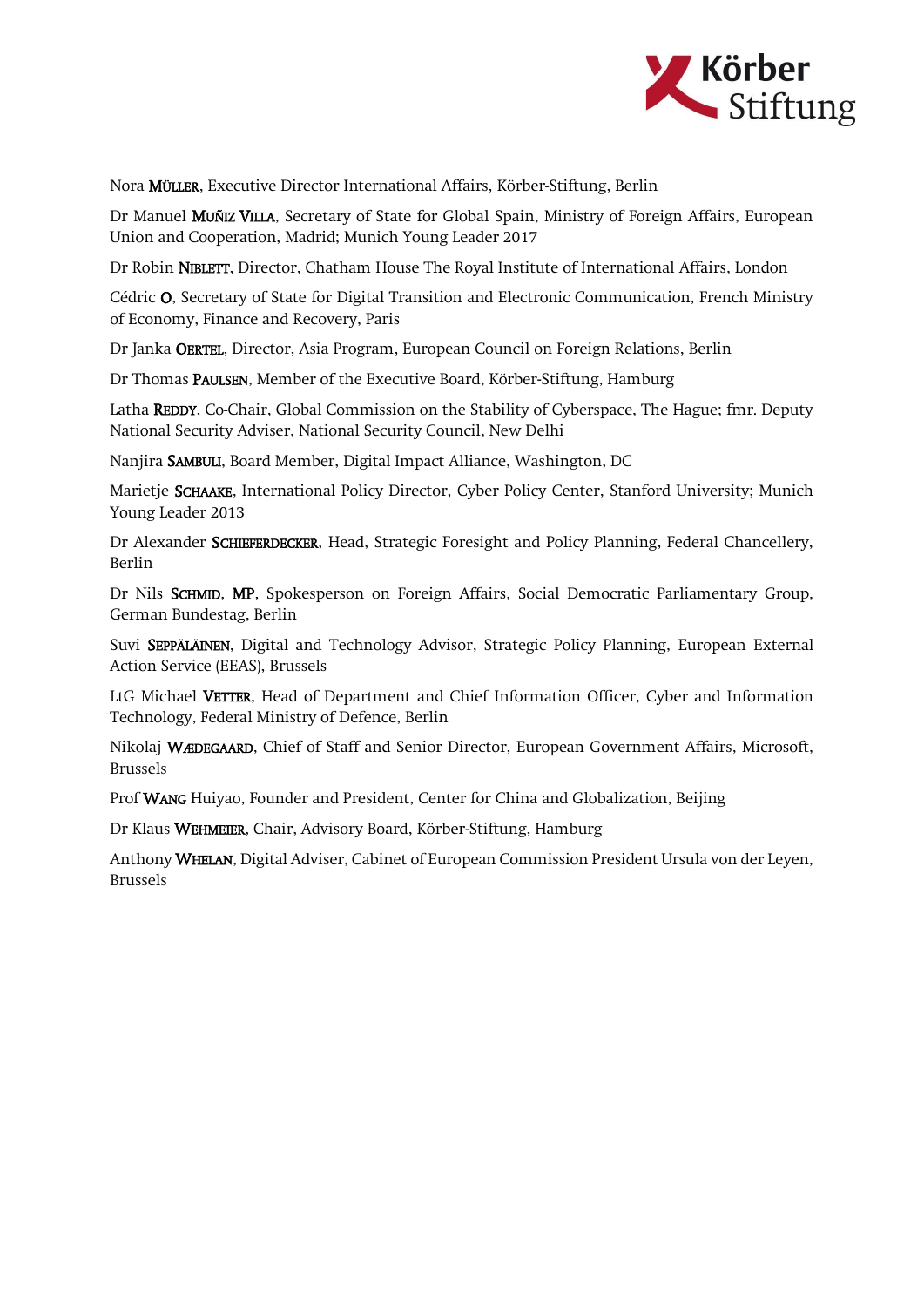Nora MÜLLER, Executive Director International Affairs, Körber-Stiftung, Berlin

Dr Manuel MUÑIZ VILLA, Secretary of State for Global Spain, Ministry of Foreign Affairs, European Union and Cooperation, Madrid; Munich Young Leader 2017

Dr Robin NIBLETT, Director, Chatham House The Royal Institute of International Affairs, London

Cédric O, Secretary of State for Digital Transition and Electronic Communication, French Ministry of Economy, Finance and Recovery, Paris

Dr Janka OERTEL, Director, Asia Program, European Council on Foreign Relations, Berlin

Dr Thomas PAULSEN, Member of the Executive Board, Körber-Stiftung, Hamburg

Latha REDDY, Co-Chair, Global Commission on the Stability of Cyberspace, The Hague; fmr. Deputy National Security Adviser, National Security Council, New Delhi

Nanjira SAMBULI, Board Member, Digital Impact Alliance, Washington, DC

Marietje SCHAAKE, International Policy Director, Cyber Policy Center, Stanford University; Munich Young Leader 2013

Dr Alexander SCHIEFERDECKER, Head, Strategic Foresight and Policy Planning, Federal Chancellery, Berlin

Dr Nils SCHMID, MP, Spokesperson on Foreign Affairs, Social Democratic Parliamentary Group, German Bundestag, Berlin

Suvi SEPPÄLÄINEN, Digital and Technology Advisor, Strategic Policy Planning, European External Action Service (EEAS), Brussels

LtG Michael VETTER, Head of Department and Chief Information Officer, Cyber and Information Technology, Federal Ministry of Defence, Berlin

Nikolaj WÆDEGAARD, Chief of Staff and Senior Director, European Government Affairs, Microsoft, Brussels

Prof WANG Huiyao, Founder and President, Center for China and Globalization, Beijing

Dr Klaus WEHMEIER, Chair, Advisory Board, Körber-Stiftung, Hamburg

Anthony WHELAN, Digital Adviser, Cabinet of European Commission President Ursula von der Leyen, Brussels